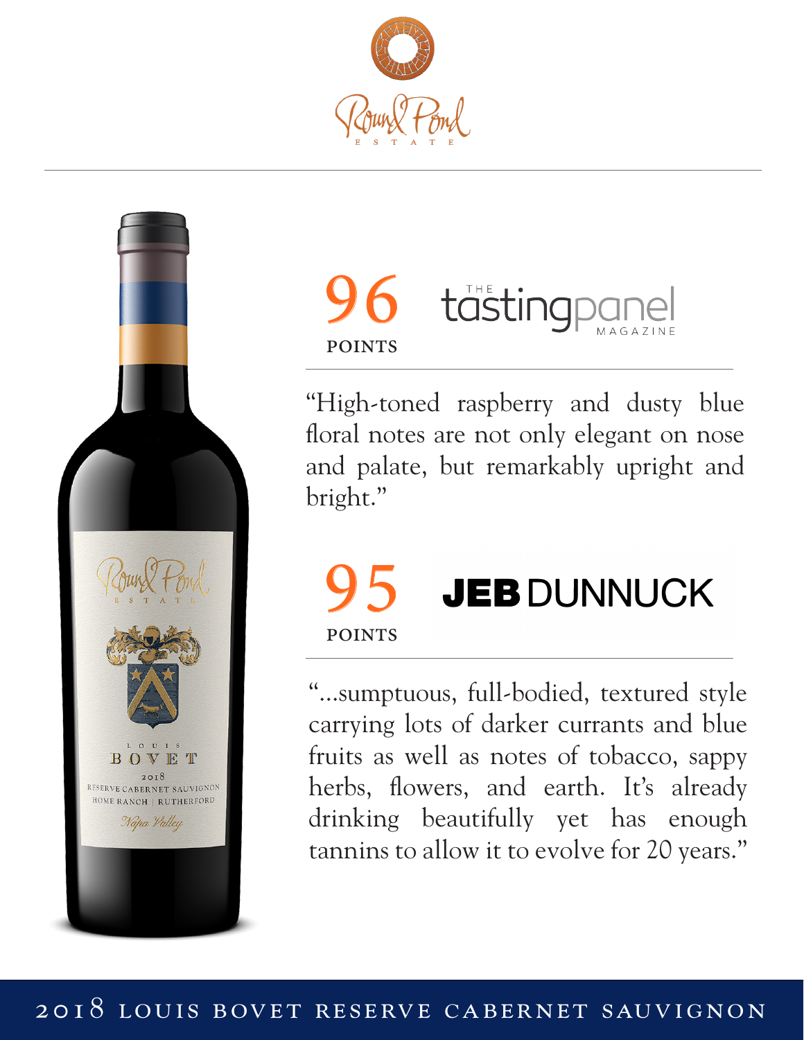# Round Pond

ESTATE

## 96 POINTS — The Tasting Panel Magazine

"High-toned raspberry and dusty blue floral notes are not only elegant on nose and palate, but remarkably upright and bright."

## 95 POINTS — JEB DUNNUCK

"...sumptuous, full-bodied, textured style carrying lots of darker currants and blue fruits as well as notes of tobacco, sappy herbs, flowers, and earth. It's already drinking beautifully yet has enough tannins to allow it to evolve for 20 years."

**2018 LOUIS BOVET RESERVE CABERNET SAUVIGNON**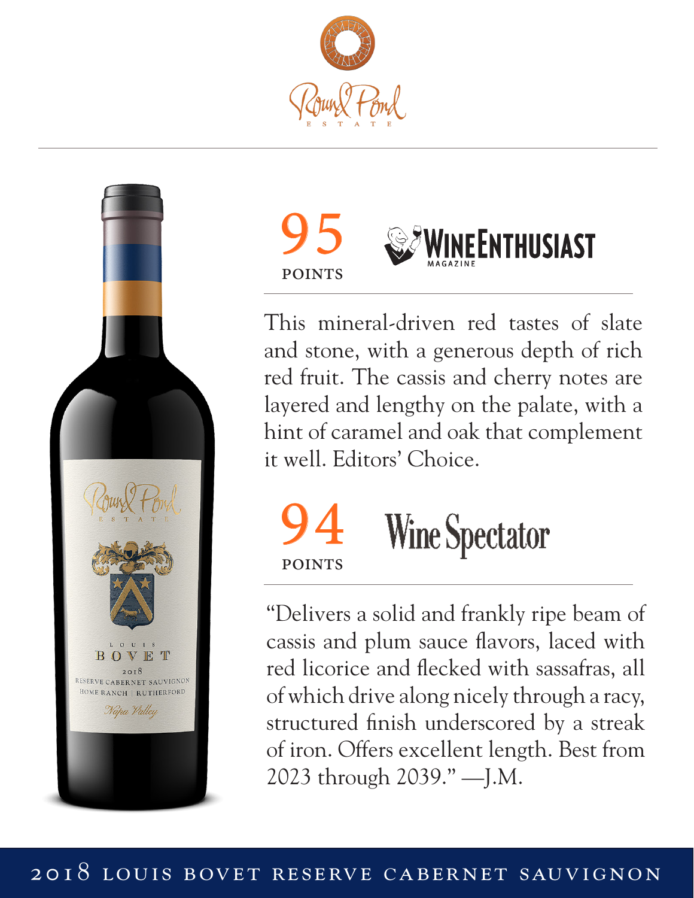# Round Pond Estate

## 95 POINTS — Wine Enthusiast Magazine

This mineral-driven red tastes of slate and stone, with a generous depth of rich red fruit. The cassis and cherry notes are layered and lengthy on the palate, with a hint of caramel and oak that complement it well. Editors' Choice.

## 94 POINTS — Wine Spectator

"Delivers a solid and frankly ripe beam of cassis and plum sauce flavors, laced with red licorice and flecked with sassafras, all of which drive along nicely through a racy, structured finish underscored by a streak of iron. Offers excellent length. Best from 2023 through 2039." —J.M.

**2018 LOUIS BOVET RESERVE CABERNET SAUVIGNON**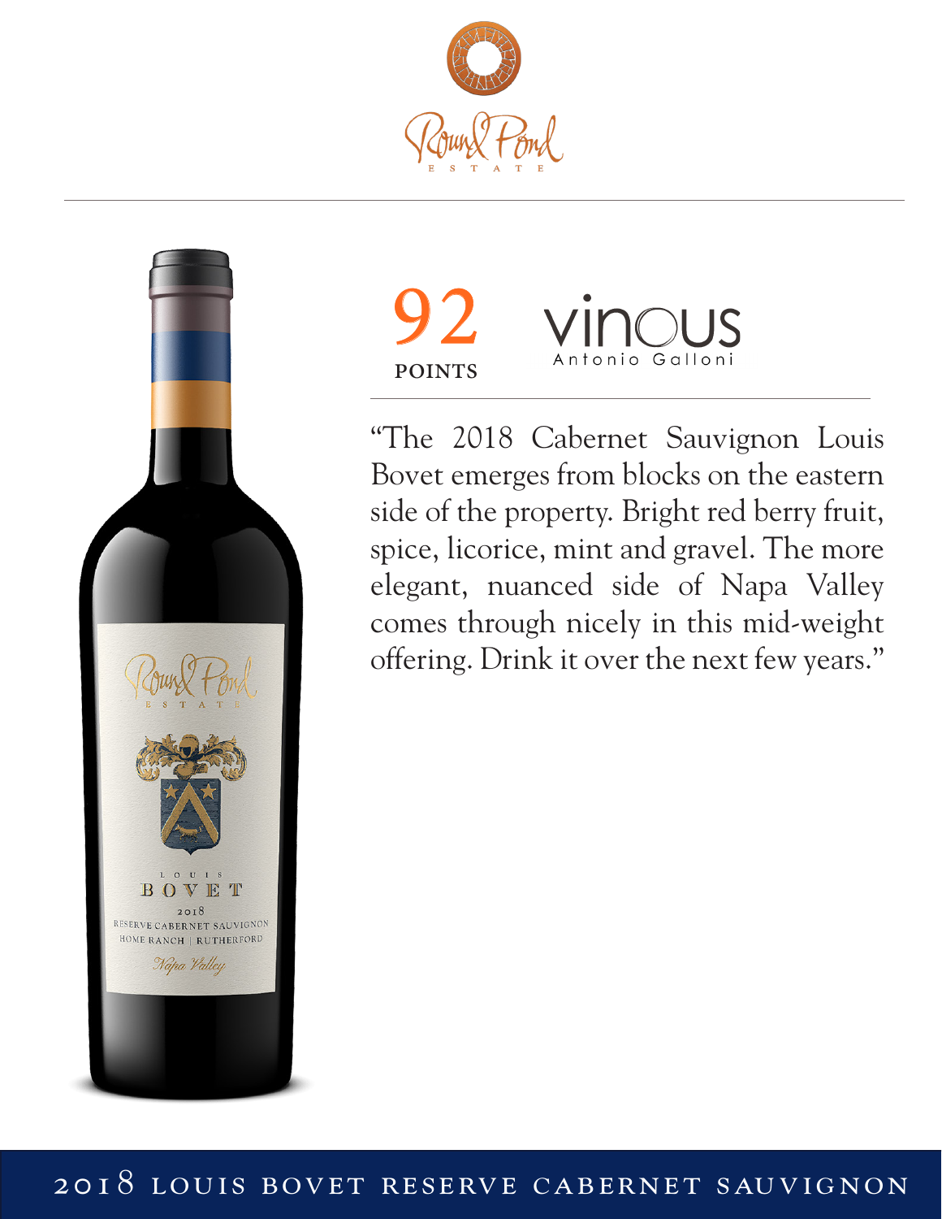Round Pond
ESTATE

# 92 POINTS

**vinous** Antonio Galloni

"The 2018 Cabernet Sauvignon Louis Bovet emerges from blocks on the eastern side of the property. Bright red berry fruit, spice, licorice, mint and gravel. The more elegant, nuanced side of Napa Valley comes through nicely in this mid-weight offering. Drink it over the next few years."

## 2018 LOUIS BOVET RESERVE CABERNET SAUVIGNON